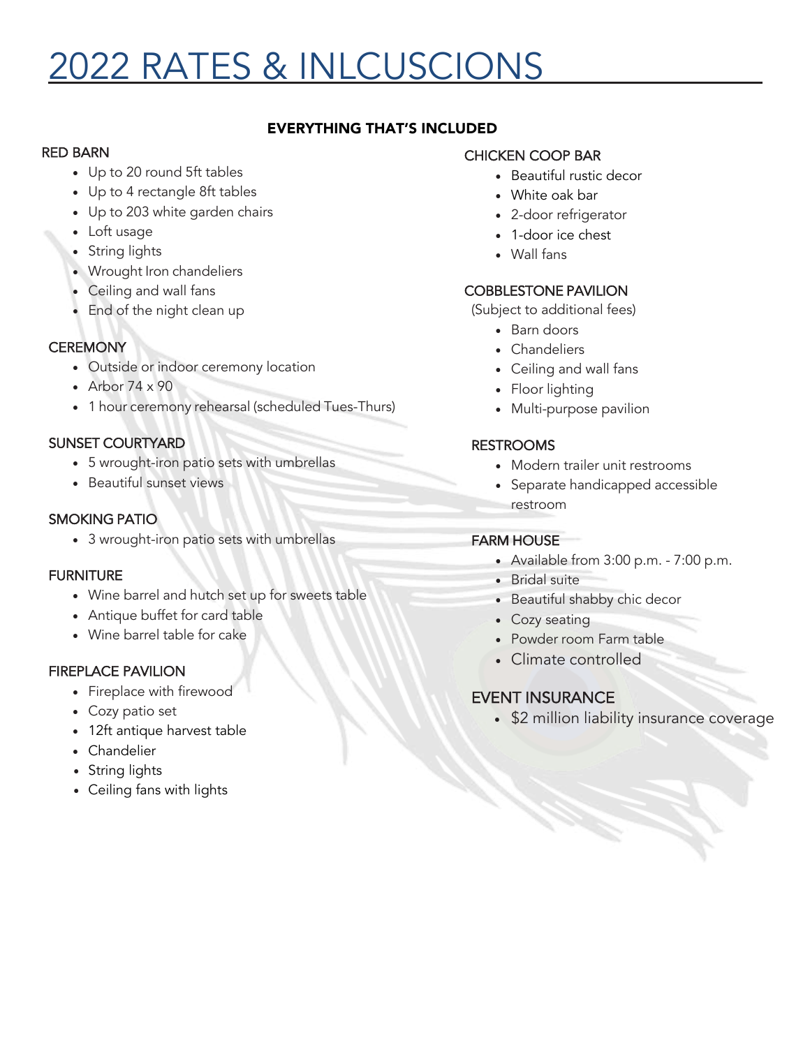# 2022 RATES & INLCUSCIONS

**EVERYTHING THAT'S INCLUDED**

### RED BARN

- Up to 20 round 5ft tables
- Up to 4 rectangle 8ft tables
- Up to 203 white garden chairs
- Loft usage
- String lights
- Wrought Iron chandeliers
- Ceiling and wall fans
- End of the night clean up

### CEREMONY

- Outside or indoor ceremony location
- Arbor 74 x 90
- 1 hour ceremony rehearsal (scheduled Tues-Thurs)

### SUNSET COURTYARD

- 5 wrought-iron patio sets with umbrellas
- Beautiful sunset views

### SMOKING PATIO

- 3 wrought-iron patio sets with umbrellas

### FURNITURE

- Wine barrel and hutch set up for sweets table
- Antique buffet for card table
- Wine barrel table for cake

### FIREPLACE PAVILION

- Fireplace with firewood
- Cozy patio set
- 12ft antique harvest table
- Chandelier
- String lights
- Ceiling fans with lights

### CHICKEN COOP BAR

- Beautiful rustic decor
- White oak bar
- 2-door refrigerator
- 1-door ice chest
- Wall fans

### COBBLESTONE PAVILION

(Subject to additional fees)

- Barn doors
- Chandeliers
- Ceiling and wall fans
- Floor lighting
- Multi-purpose pavilion

### RESTROOMS

- Modern trailer unit restrooms
- Separate handicapped accessible restroom

### FARM HOUSE

- Available from 3:00 p.m. - 7:00 p.m.
- Bridal suite
- Beautiful shabby chic decor
- Cozy seating
- Powder room Farm table
- Climate controlled

### EVENT INSURANCE

- $2 million liability insurance coverage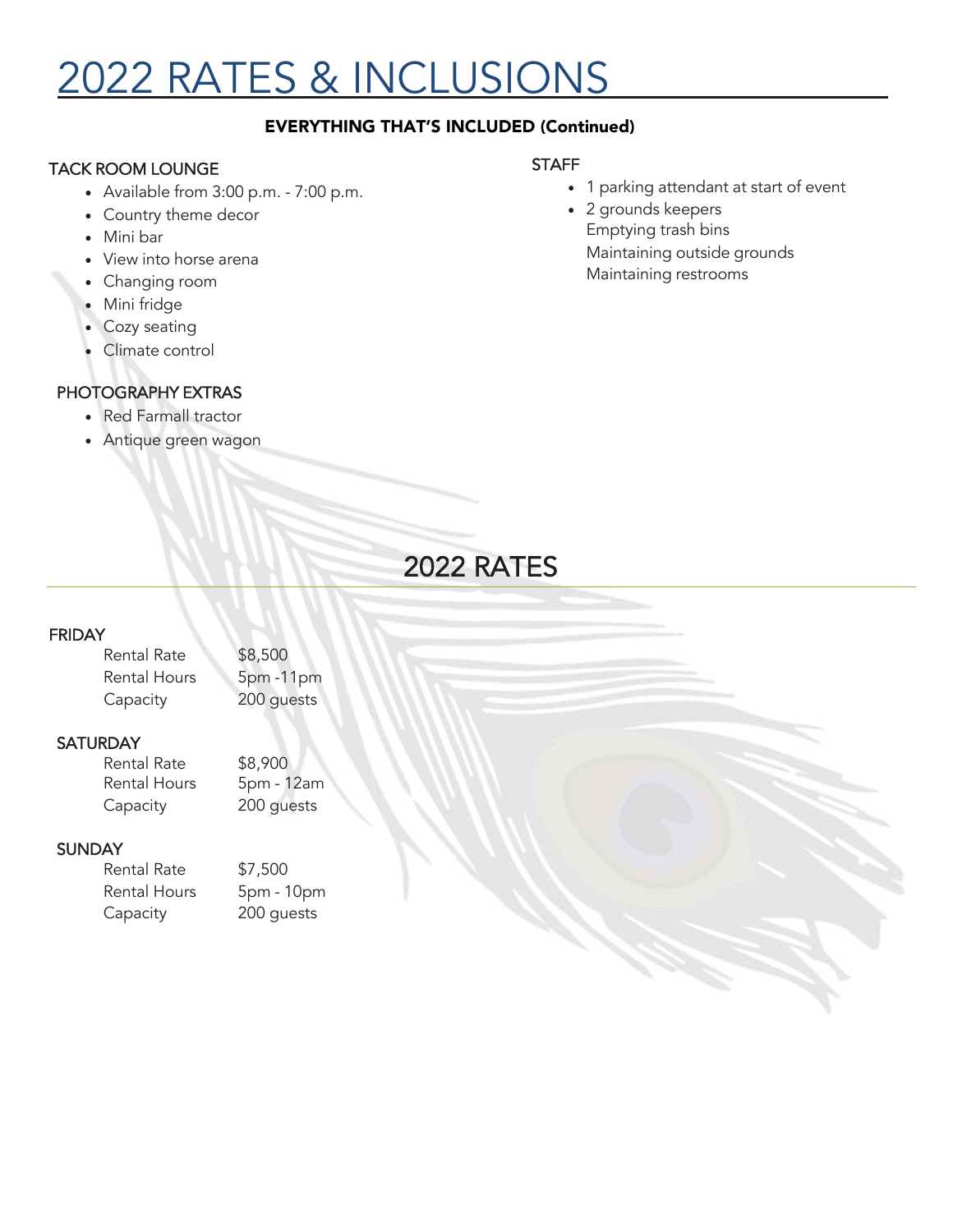# 2022 RATES & INCLUSIONS

**EVERYTHING THAT'S INCLUDED (Continued)**

### TACK ROOM LOUNGE

- Available from 3:00 p.m. - 7:00 p.m.
- Country theme decor
- Mini bar
- View into horse arena
- Changing room
- Mini fridge
- Cozy seating
- Climate control

### PHOTOGRAPHY EXTRAS

- Red Farmall tractor
- Antique green wagon

### STAFF

- 1 parking attendant at start of event
- 2 grounds keepers
  Emptying trash bins
  Maintaining outside grounds
  Maintaining restrooms

## 2022 RATES

### FRIDAY

| | |
|---|---|
| Rental Rate | $8,500 |
| Rental Hours | 5pm -11pm |
| Capacity | 200 guests |

### SATURDAY

| | |
|---|---|
| Rental Rate | $8,900 |
| Rental Hours | 5pm - 12am |
| Capacity | 200 guests |

### SUNDAY

| | |
|---|---|
| Rental Rate | $7,500 |
| Rental Hours | 5pm - 10pm |
| Capacity | 200 guests |